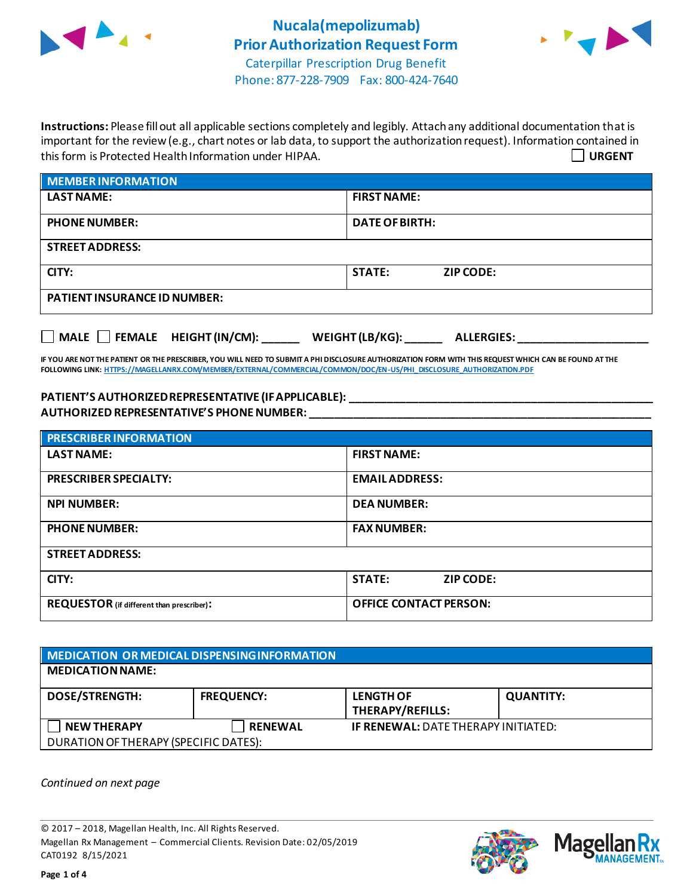# Nucala(mepolizumab) Prior Authorization Request Form

Caterpillar Prescription Drug Benefit
Phone: 877-228-7909 Fax: 800-424-7640

**Instructions:** Please fill out all applicable sections completely and legibly. Attach any additional documentation that is important for the review (e.g., chart notes or lab data, to support the authorization request). Information contained in this form is Protected Health Information under HIPAA.

☐ **URGENT**

| MEMBER INFORMATION | | |
|---|---|---|
| **LAST NAME:** | **FIRST NAME:** | |
| **PHONE NUMBER:** | **DATE OF BIRTH:** | |
| **STREET ADDRESS:** | | |
| **CITY:** | **STATE:** | **ZIP CODE:** |
| **PATIENT INSURANCE ID NUMBER:** | | |

☐ **MALE** ☐ **FEMALE** **HEIGHT (IN/CM):** ______ **WEIGHT (LB/KG):** ______ **ALLERGIES:** ____________________

**IF YOU ARE NOT THE PATIENT OR THE PRESCRIBER, YOU WILL NEED TO SUBMIT A PHI DISCLOSURE AUTHORIZATION FORM WITH THIS REQUEST WHICH CAN BE FOUND AT THE FOLLOWING LINK:** HTTPS://MAGELLANRX.COM/MEMBER/EXTERNAL/COMMERCIAL/COMMON/DOC/EN-US/PHI_DISCLOSURE_AUTHORIZATION.PDF

**PATIENT'S AUTHORIZED REPRESENTATIVE (IF APPLICABLE):** ____________________________________________

**AUTHORIZED REPRESENTATIVE'S PHONE NUMBER:** ____________________________________________

| PRESCRIBER INFORMATION | | |
|---|---|---|
| **LAST NAME:** | **FIRST NAME:** | |
| **PRESCRIBER SPECIALTY:** | **EMAIL ADDRESS:** | |
| **NPI NUMBER:** | **DEA NUMBER:** | |
| **PHONE NUMBER:** | **FAX NUMBER:** | |
| **STREET ADDRESS:** | | |
| **CITY:** | **STATE:** | **ZIP CODE:** |
| **REQUESTOR** (if different than prescriber)**:** | **OFFICE CONTACT PERSON:** | |

| MEDICATION OR MEDICAL DISPENSING INFORMATION | | | |
|---|---|---|---|
| **MEDICATION NAME:** | | | |
| **DOSE/STRENGTH:** | **FREQUENCY:** | **LENGTH OF THERAPY/REFILLS:** | **QUANTITY:** |
| ☐ **NEW THERAPY** | ☐ **RENEWAL** | **IF RENEWAL:** DATE THERAPY INITIATED: | |
| DURATION OF THERAPY (SPECIFIC DATES): | | | |

*Continued on next page*

© 2017 – 2018, Magellan Health, Inc. All Rights Reserved.
Magellan Rx Management – Commercial Clients. Revision Date: 02/05/2019
CAT0192 8/15/2021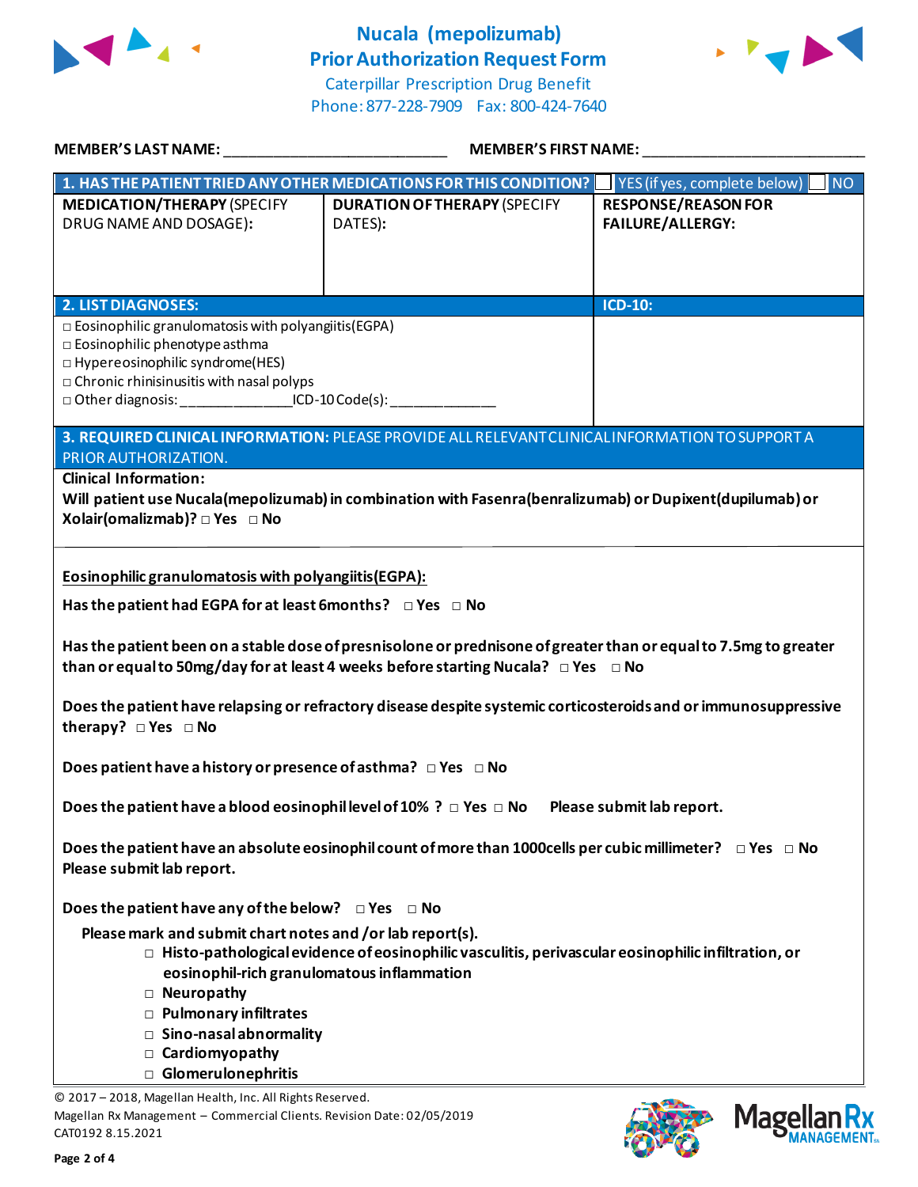# Nucala (mepolizumab) Prior Authorization Request Form

Caterpillar Prescription Drug Benefit
Phone: 877-228-7909 Fax: 800-424-7640

**MEMBER'S LAST NAME:** ___________________________ **MEMBER'S FIRST NAME:** ___________________________

| **1. HAS THE PATIENT TRIED ANY OTHER MEDICATIONS FOR THIS CONDITION?** | ☐ YES (if yes, complete below) ☐ NO | |
|---|---|---|
| **MEDICATION/THERAPY** (SPECIFY DRUG NAME AND DOSAGE): | **DURATION OF THERAPY** (SPECIFY DATES): | **RESPONSE/REASON FOR FAILURE/ALLERGY:** |
| | | |

| **2. LIST DIAGNOSES:** | **ICD-10:** |
|---|---|
| □ Eosinophilic granulomatosis with polyangiitis(EGPA)<br>□ Eosinophilic phenotype asthma<br>□ Hypereosinophilic syndrome(HES)<br>□ Chronic rhinisinusitis with nasal polyps<br>□ Other diagnosis: _______________ICD-10 Code(s): ______________ | |

**3. REQUIRED CLINICAL INFORMATION:** PLEASE PROVIDE ALL RELEVANT CLINICAL INFORMATION TO SUPPORT A PRIOR AUTHORIZATION.

**Clinical Information:**

**Will patient use Nucala(mepolizumab) in combination with Fasenra(benralizumab) or Dupixent(dupilumab) or Xolair(omalizmab)?** □ **Yes** □ **No**

**Eosinophilic granulomatosis with polyangiitis(EGPA):**

**Has the patient had EGPA for at least 6months?** □ **Yes** □ **No**

**Has the patient been on a stable dose of presnisolone or prednisone of greater than or equal to 7.5mg to greater than or equal to 50mg/day for at least 4 weeks before starting Nucala?** □ **Yes** □ **No**

**Does the patient have relapsing or refractory disease despite systemic corticosteroids and or immunosuppressive therapy?** □ **Yes** □ **No**

**Does patient have a history or presence of asthma?** □ **Yes** □ **No**

**Does the patient have a blood eosinophil level of 10% ?** □ **Yes** □ **No** **Please submit lab report.**

**Does the patient have an absolute eosinophil count of more than 1000cells per cubic millimeter?** □ **Yes** □ **No** **Please submit lab report.**

**Does the patient have any of the below?** □ **Yes** □ **No**

**Please mark and submit chart notes and /or lab report(s).**

- □ **Histo-pathological evidence of eosinophilic vasculitis, perivascular eosinophilic infiltration, or eosinophil-rich granulomatous inflammation**
- □ **Neuropathy**
- □ **Pulmonary infiltrates**
- □ **Sino-nasal abnormality**
- □ **Cardiomyopathy**
- □ **Glomerulonephritis**

© 2017 – 2018, Magellan Health, Inc. All Rights Reserved.
Magellan Rx Management – Commercial Clients. Revision Date: 02/05/2019
CAT0192 8.15.2021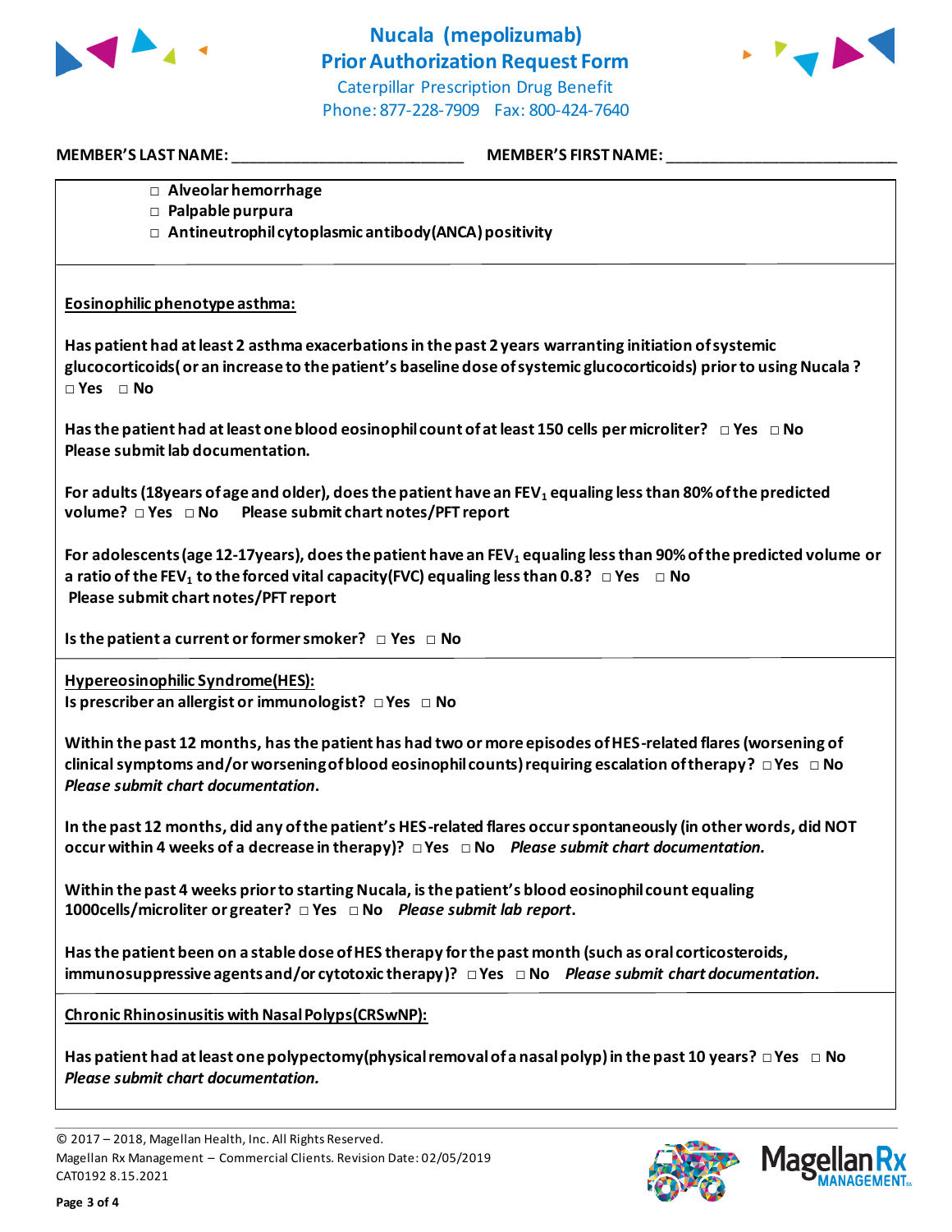# Nucala (mepolizumab) Prior Authorization Request Form

Caterpillar Prescription Drug Benefit
Phone: 877-228-7909 Fax: 800-424-7640

**MEMBER'S LAST NAME:** ___________________________ **MEMBER'S FIRST NAME:** ___________________________

- □ **Alveolar hemorrhage**
- □ **Palpable purpura**
- □ **Antineutrophil cytoplasmic antibody (ANCA) positivity**

**Eosinophilic phenotype asthma:**

**Has patient had at least 2 asthma exacerbations in the past 2 years warranting initiation of systemic glucocorticoids( or an increase to the patient's baseline dose of systemic glucocorticoids) prior to using Nucala ?**
**□ Yes □ No**

**Has the patient had at least one blood eosinophil count of at least 150 cells per microliter? □ Yes □ No**
**Please submit lab documentation.**

**For adults (18years of age and older), does the patient have an $FEV_1$ equaling less than 80% of the predicted volume? □ Yes □ No Please submit chart notes/PFT report**

**For adolescents (age 12-17years), does the patient have an $FEV_1$ equaling less than 90% of the predicted volume or a ratio of the $FEV_1$ to the forced vital capacity(FVC) equaling less than 0.8? □ Yes □ No**
**Please submit chart notes/PFT report**

**Is the patient a current or former smoker? □ Yes □ No**

**Hypereosinophilic Syndrome(HES):**
**Is prescriber an allergist or immunologist? □ Yes □ No**

**Within the past 12 months, has the patient has had two or more episodes of HES-related flares (worsening of clinical symptoms and/or worsening of blood eosinophil counts) requiring escalation of therapy? □ Yes □ No**
***Please submit chart documentation.***

**In the past 12 months, did any of the patient's HES-related flares occur spontaneously (in other words, did NOT occur within 4 weeks of a decrease in therapy)? □ Yes □ No** ***Please submit chart documentation.***

**Within the past 4 weeks prior to starting Nucala, is the patient's blood eosinophil count equaling 1000cells/microliter or greater? □ Yes □ No** ***Please submit lab report.***

**Has the patient been on a stable dose of HES therapy for the past month (such as oral corticosteroids, immunosuppressive agents and/or cytotoxic therapy)? □ Yes □ No** ***Please submit chart documentation.***

**Chronic Rhinosinusitis with Nasal Polyps(CRSwNP):**

**Has patient had at least one polypectomy(physical removal of a nasal polyp) in the past 10 years? □ Yes □ No**
***Please submit chart documentation.***

© 2017 – 2018, Magellan Health, Inc. All Rights Reserved.
Magellan Rx Management – Commercial Clients. Revision Date: 02/05/2019
CAT0192 8.15.2021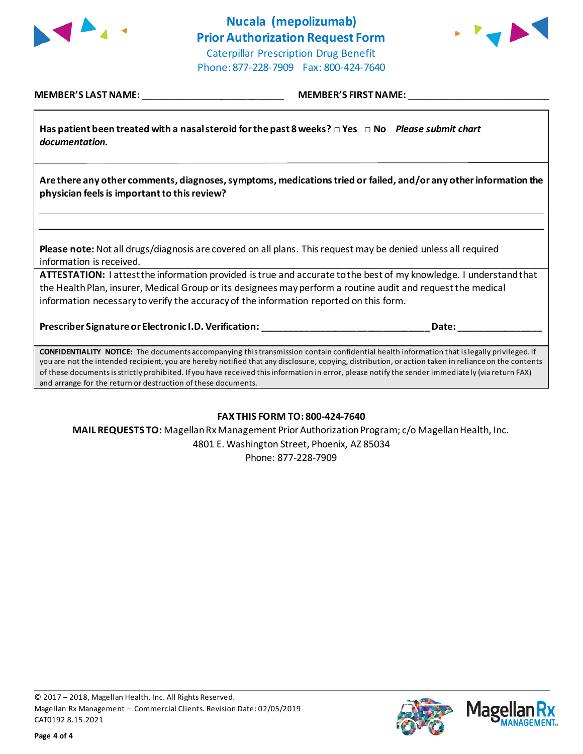# Nucala (mepolizumab)
## Prior Authorization Request Form

Caterpillar Prescription Drug Benefit
Phone: 877-228-7909 Fax: 800-424-7640

**MEMBER'S LAST NAME:** ___________________________ **MEMBER'S FIRST NAME:** ___________________________

**Has patient been treated with a nasal steroid for the past 8 weeks?** □ **Yes** □ **No** ***Please submit chart documentation.***

**Are there any other comments, diagnoses, symptoms, medications tried or failed, and/or any other information the physician feels is important to this review?**

_______________________________________________________________________________

_______________________________________________________________________________

**Please note:** Not all drugs/diagnosis are covered on all plans. This request may be denied unless all required information is received.

**ATTESTATION:** I attest the information provided is true and accurate to the best of my knowledge. I understand that the Health Plan, insurer, Medical Group or its designees may perform a routine audit and request the medical information necessary to verify the accuracy of the information reported on this form.

**Prescriber Signature or Electronic I.D. Verification:** _______________________________ **Date:** ________________

**CONFIDENTIALITY NOTICE:** The documents accompanying this transmission contain confidential health information that is legally privileged. If you are not the intended recipient, you are hereby notified that any disclosure, copying, distribution, or action taken in reliance on the contents of these documents is strictly prohibited. If you have received this information in error, please notify the sender immediately (via return FAX) and arrange for the return or destruction of these documents.

**FAX THIS FORM TO: 800-424-7640**

**MAIL REQUESTS TO:** Magellan Rx Management Prior Authorization Program; c/o Magellan Health, Inc.
4801 E. Washington Street, Phoenix, AZ 85034
Phone: 877-228-7909

© 2017 – 2018, Magellan Health, Inc. All Rights Reserved.
Magellan Rx Management – Commercial Clients. Revision Date: 02/05/2019
CAT0192 8.15.2021